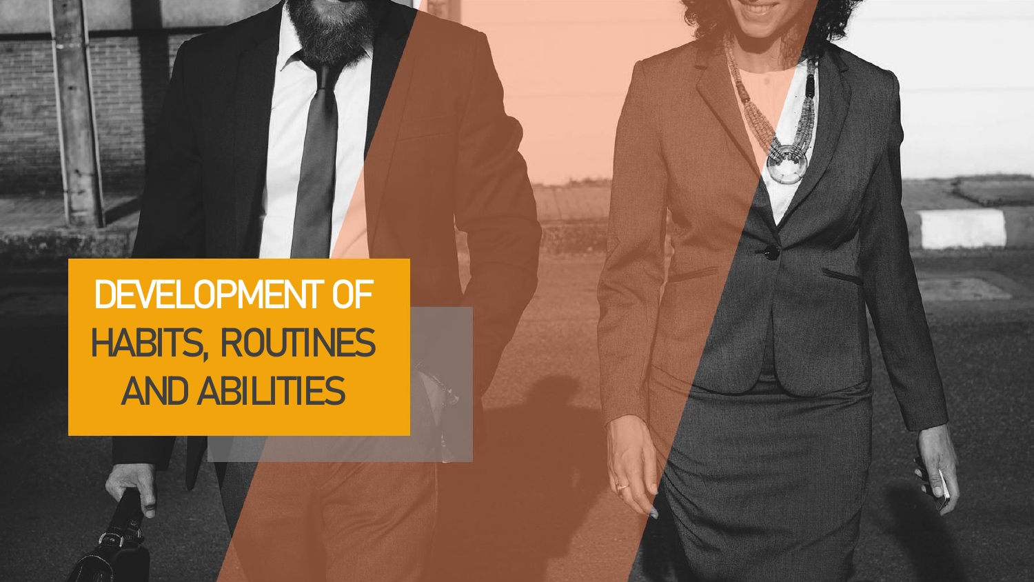# DEVELOPMENT OF HABITS, ROUTINES AND ABILITIES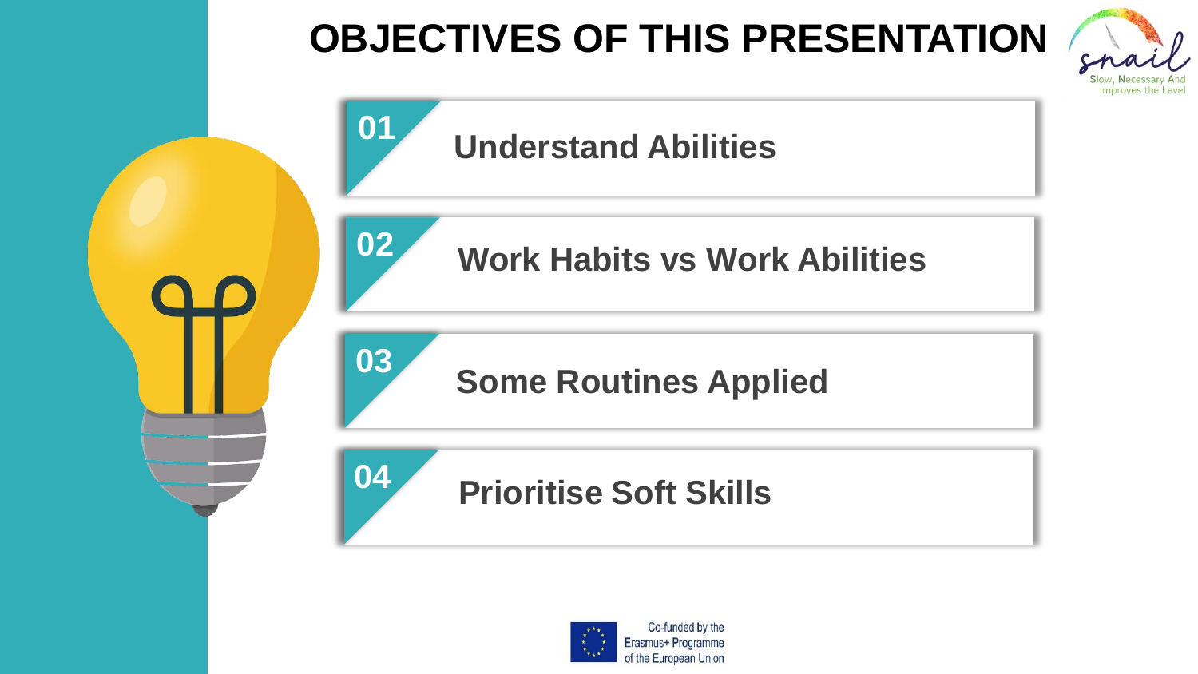# OBJECTIVES OF THIS PRESENTATION

01 **Understand Abilities**

02 **Work Habits vs Work Abilities**

03 **Some Routines Applied**

04 **Prioritise Soft Skills**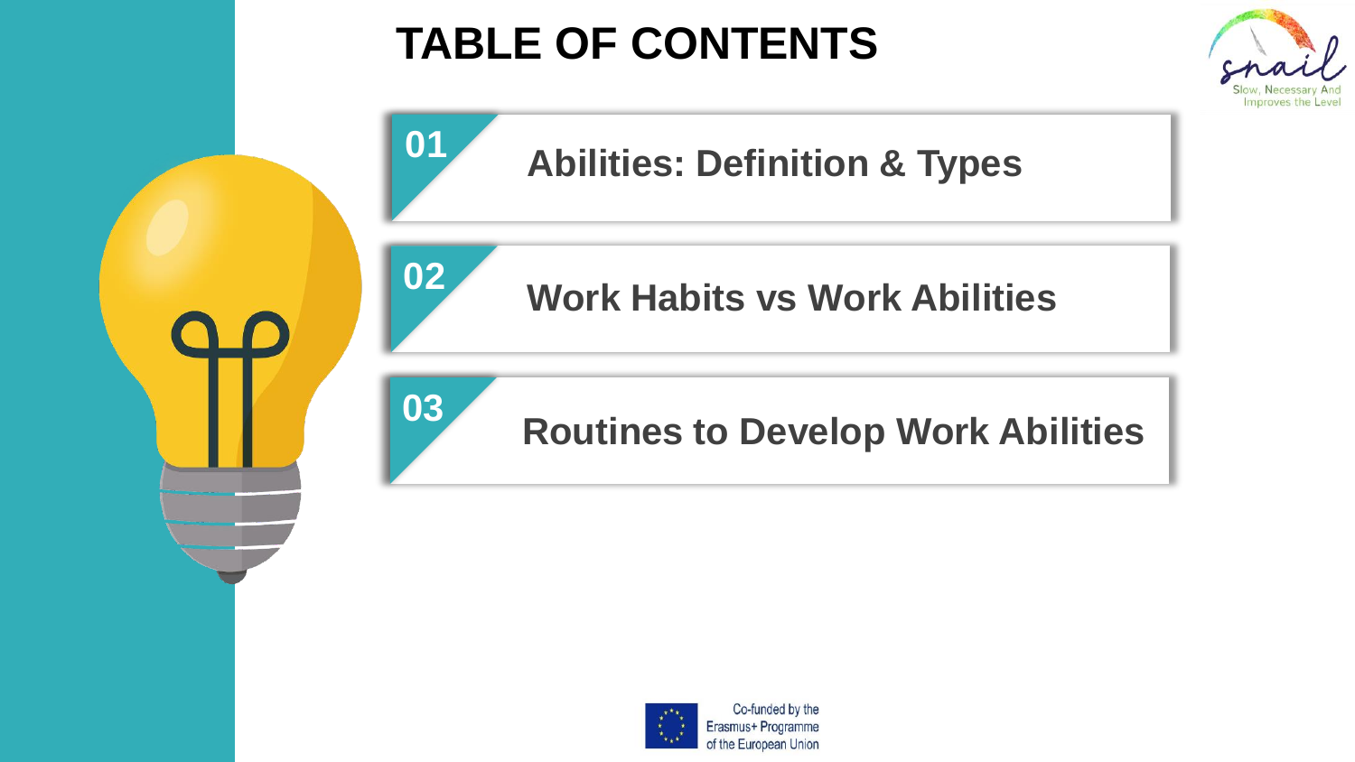# TABLE OF CONTENTS

01 **Abilities: Definition & Types**

02 **Work Habits vs Work Abilities**

03 **Routines to Develop Work Abilities**

Co-funded by the Erasmus+ Programme of the European Union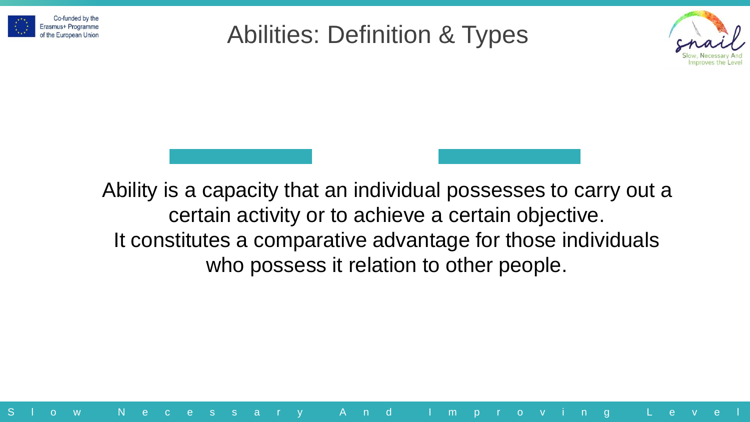# Abilities: Definition & Types

Ability is a capacity that an individual possesses to carry out a certain activity or to achieve a certain objective.
It constitutes a comparative advantage for those individuals who possess it relation to other people.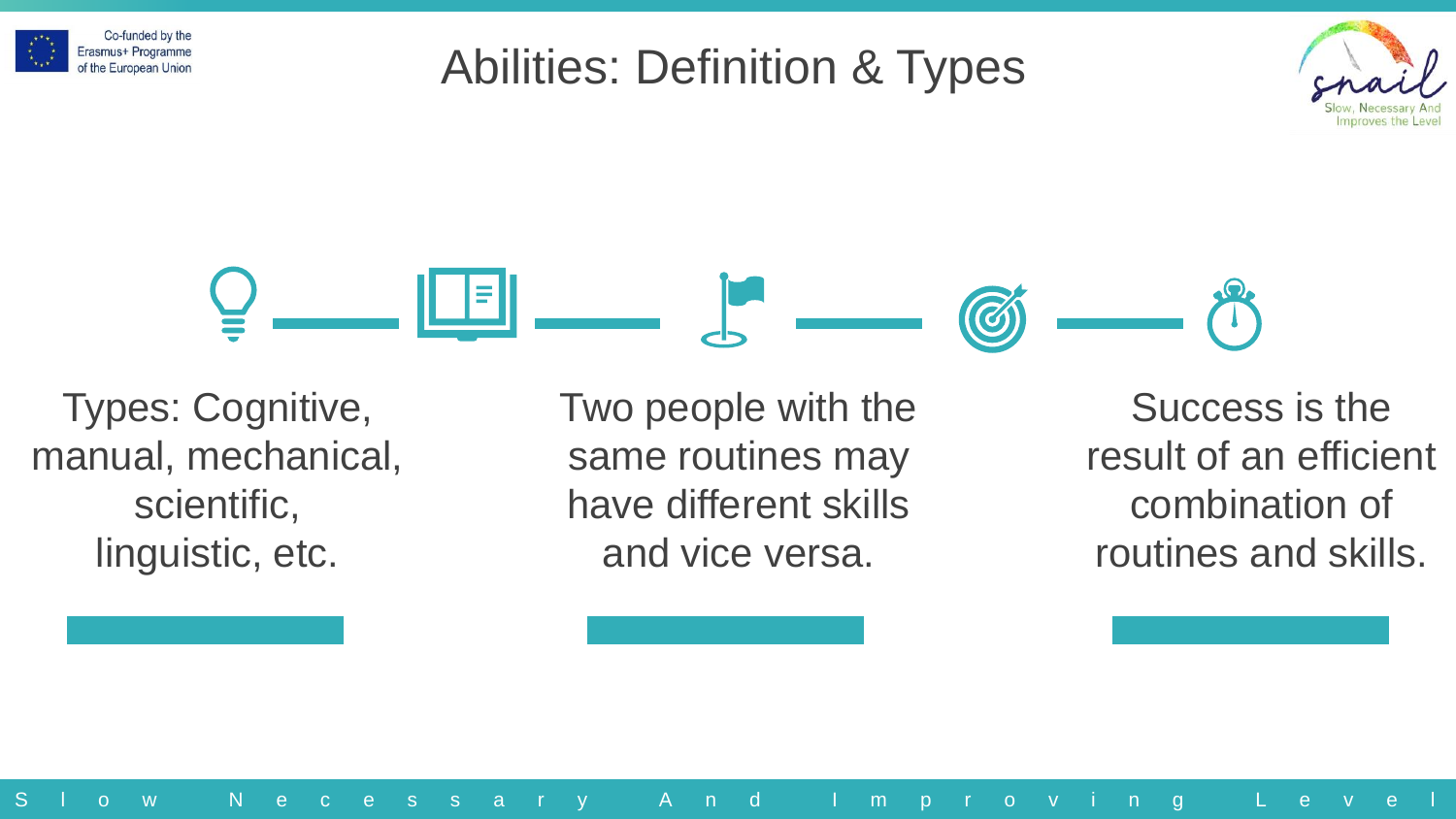# Abilities: Definition & Types

Types: Cognitive, manual, mechanical, scientific, linguistic, etc.

Two people with the same routines may have different skills and vice versa.

Success is the result of an efficient combination of routines and skills.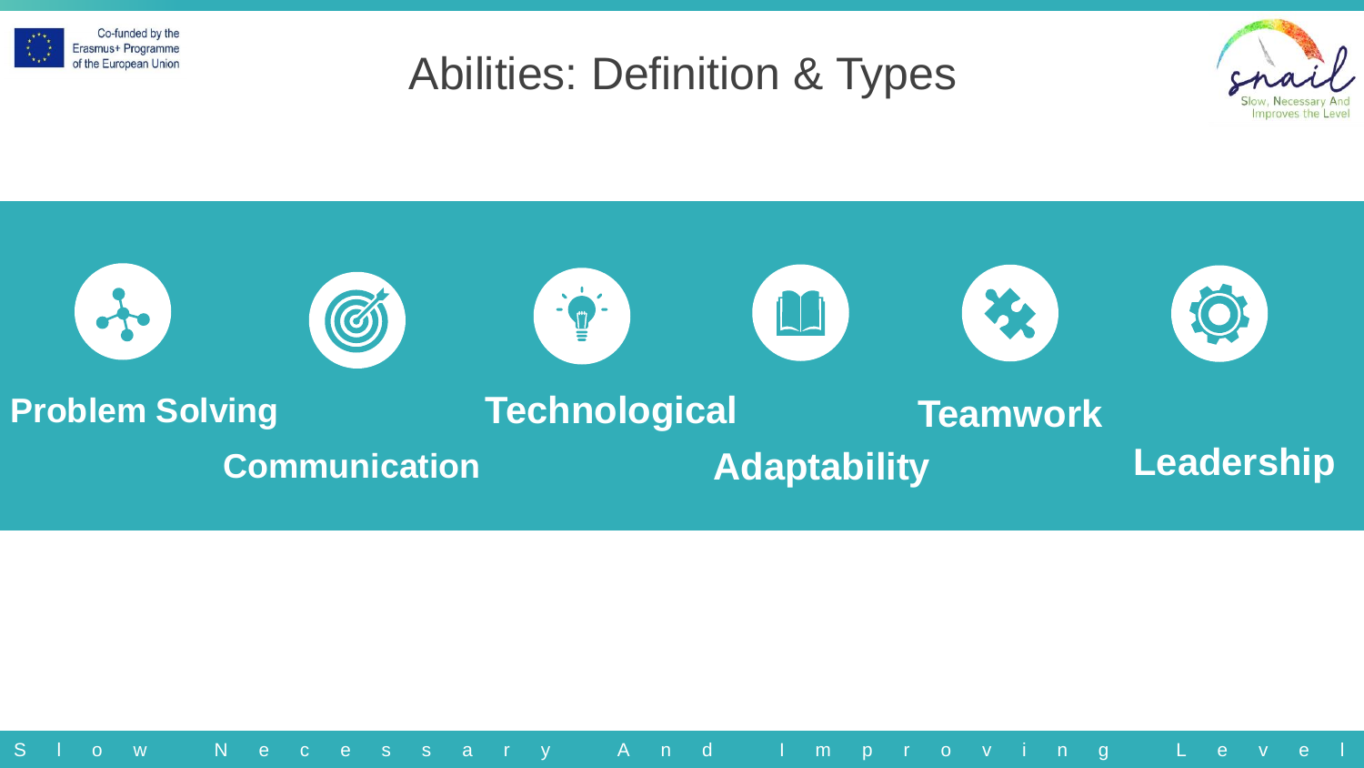# Abilities: Definition & Types

- Problem Solving
- Communication
- Technological
- Adaptability
- Teamwork
- Leadership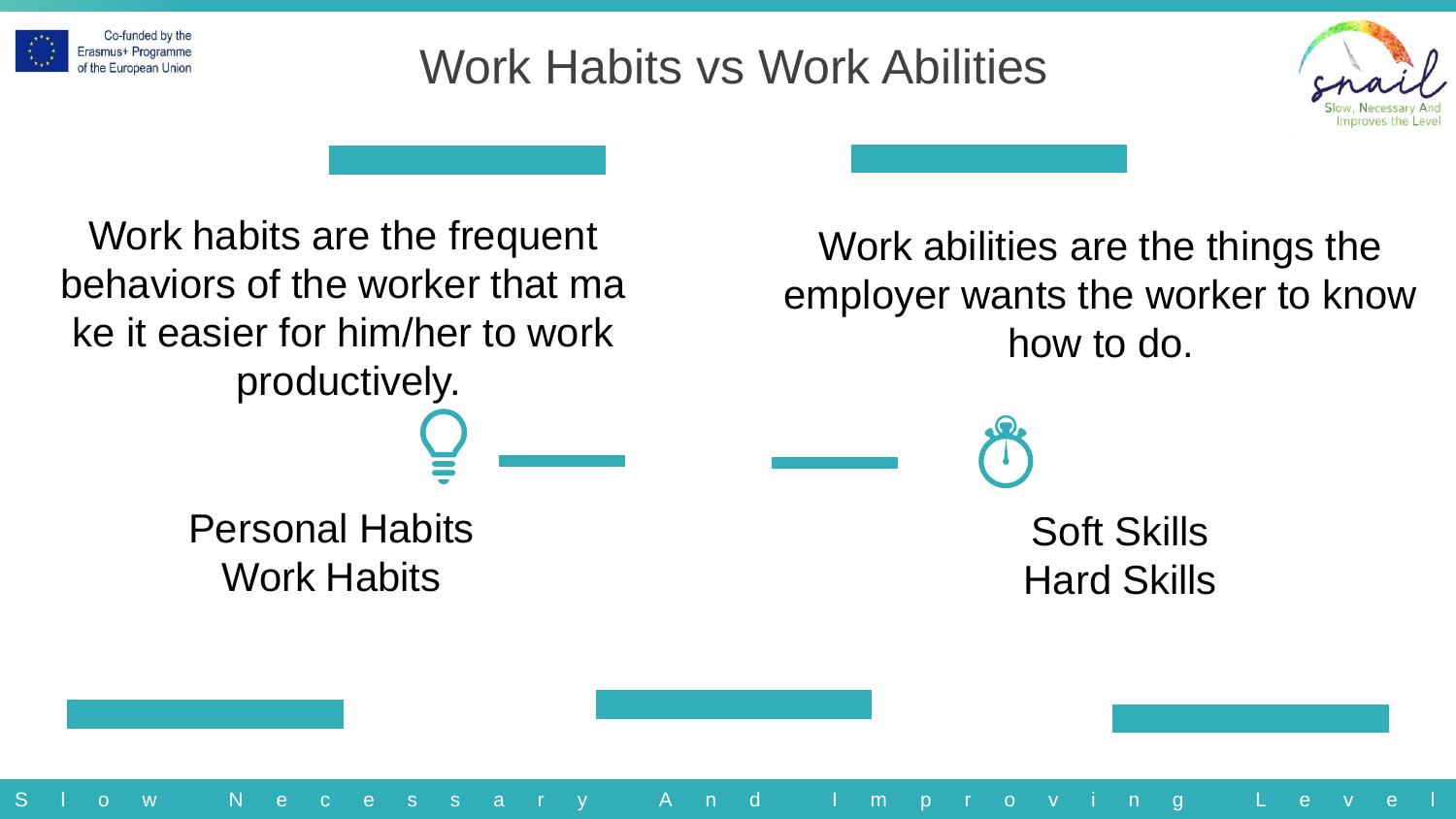# Work Habits vs Work Abilities

Work habits are the frequent behaviors of the worker that make it easier for him/her to work productively.

Personal Habits
Work Habits

Work abilities are the things the employer wants the worker to know how to do.

Soft Skills
Hard Skills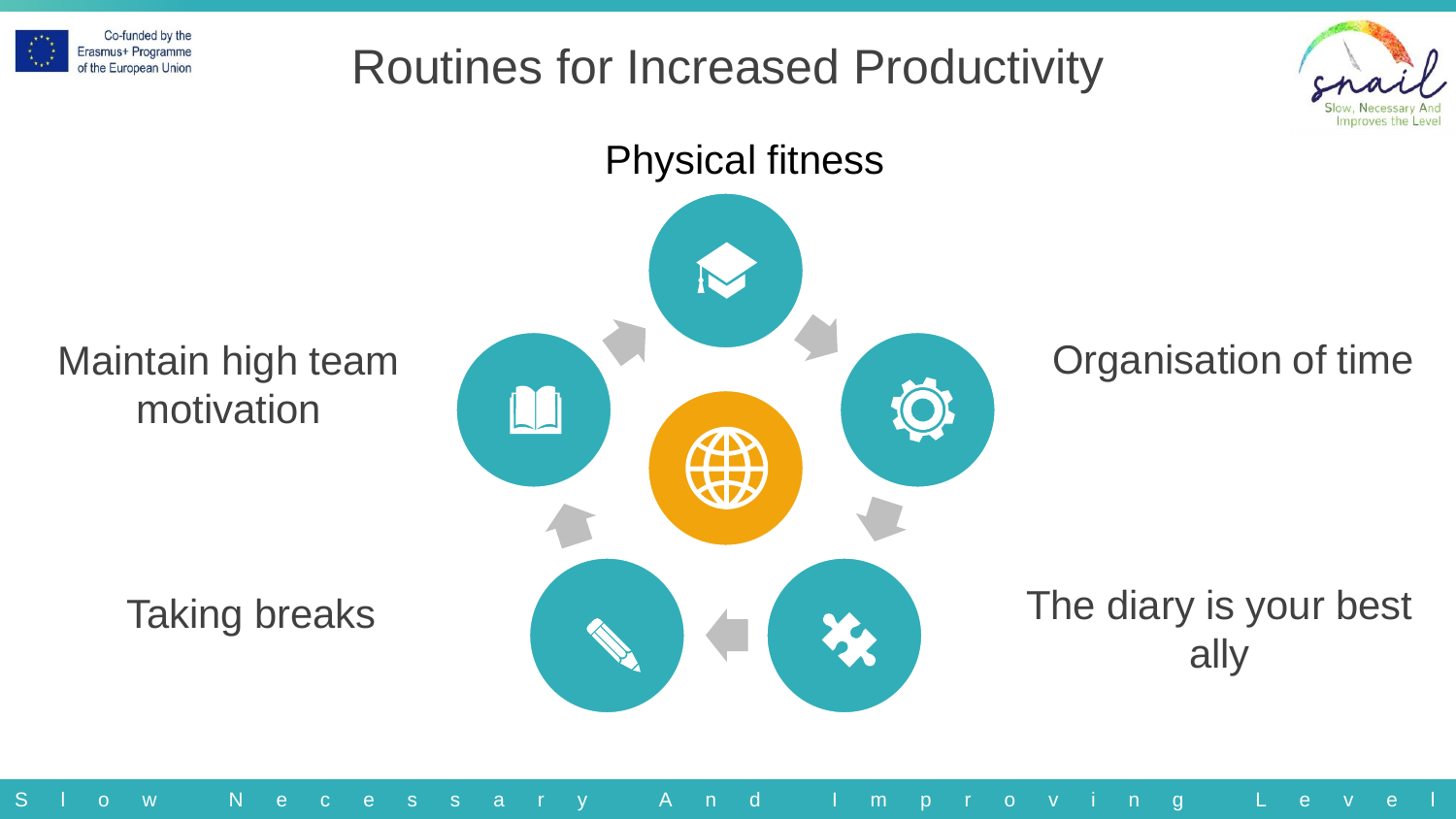# Routines for Increased Productivity

- Physical fitness
- Organisation of time
- The diary is your best ally
- Taking breaks
- Maintain high team motivation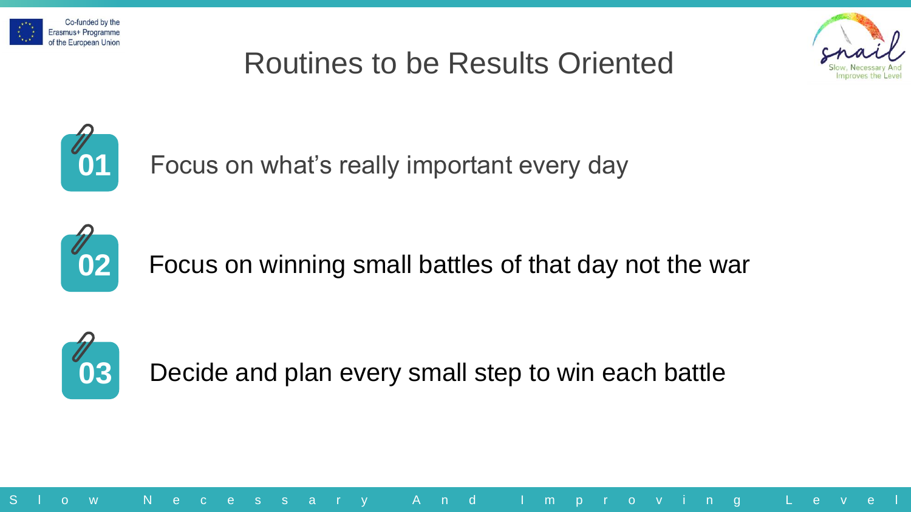# Routines to be Results Oriented

01 Focus on what's really important every day

02 Focus on winning small battles of that day not the war

03 Decide and plan every small step to win each battle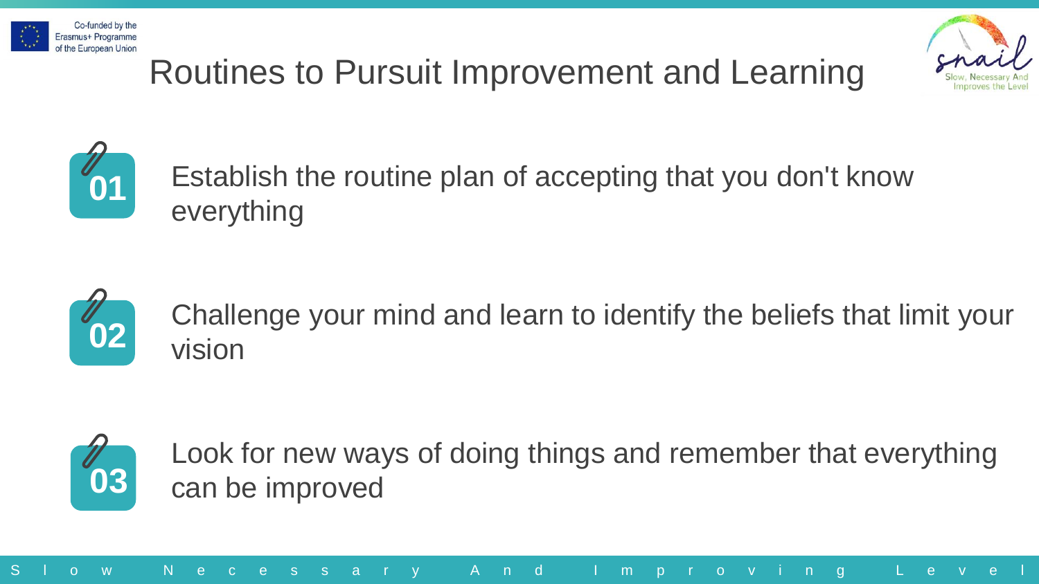# Routines to Pursuit Improvement and Learning

**01** Establish the routine plan of accepting that you don't know everything

**02** Challenge your mind and learn to identify the beliefs that limit your vision

**03** Look for new ways of doing things and remember that everything can be improved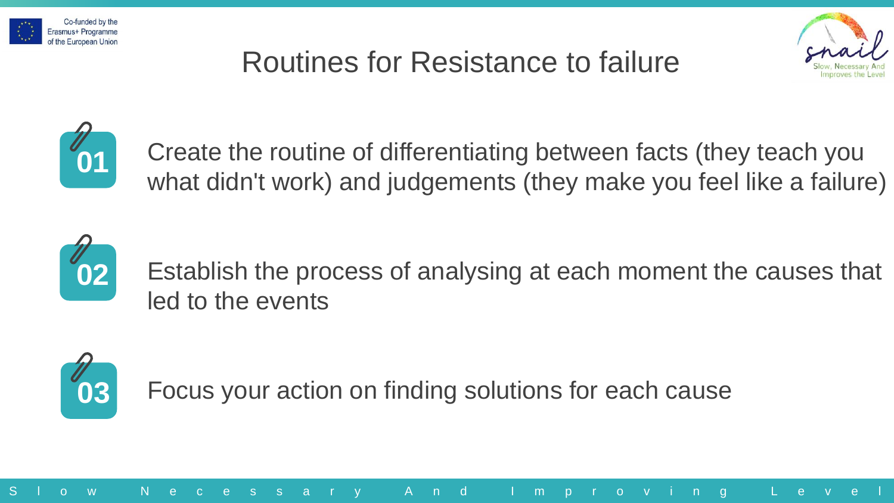# Routines for Resistance to failure

01 Create the routine of differentiating between facts (they teach you what didn't work) and judgements (they make you feel like a failure)

02 Establish the process of analysing at each moment the causes that led to the events

03 Focus your action on finding solutions for each cause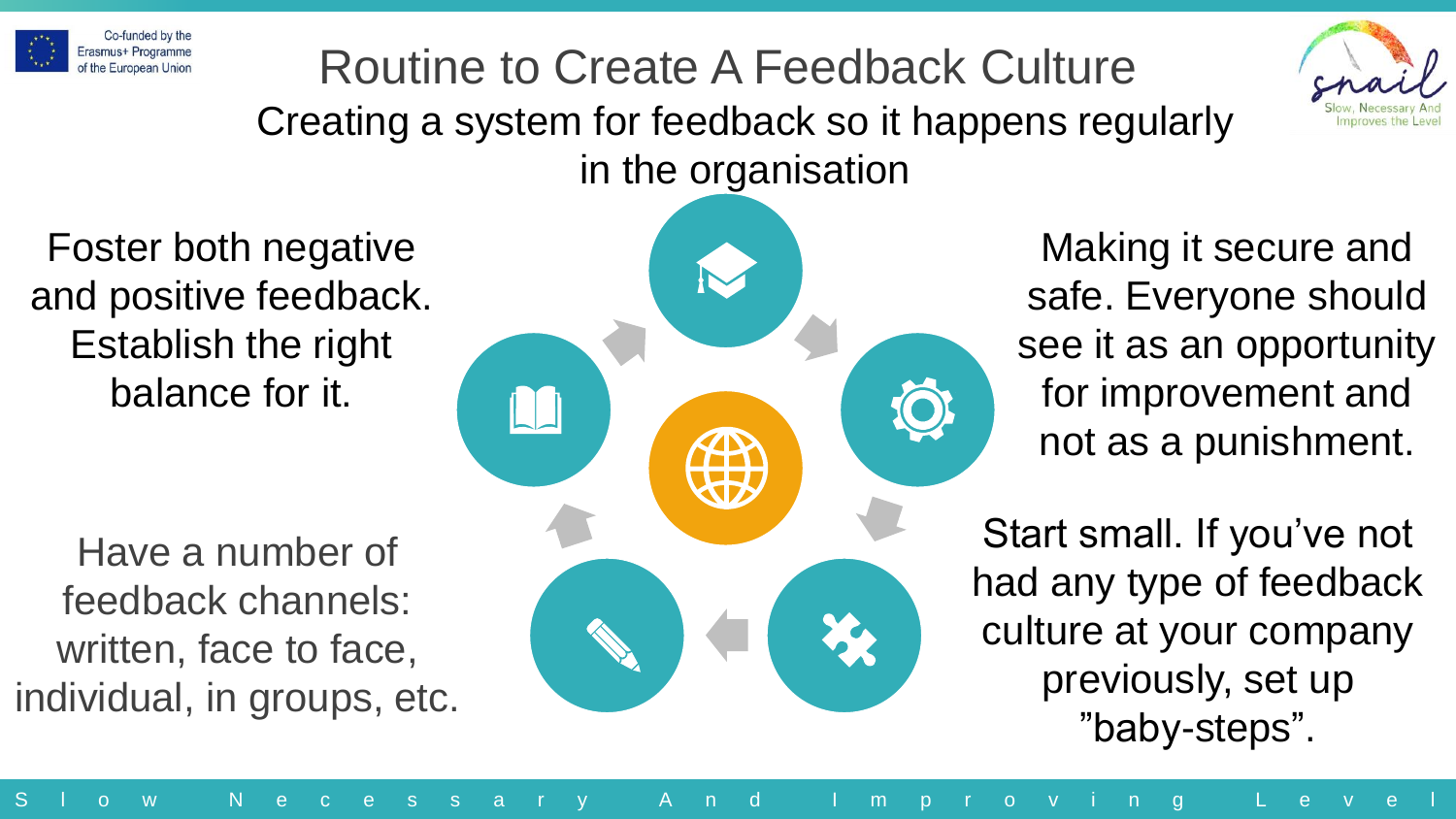# Routine to Create A Feedback Culture

## Creating a system for feedback so it happens regularly in the organisation

Foster both negative and positive feedback. Establish the right balance for it.

Have a number of feedback channels: written, face to face, individual, in groups, etc.

Making it secure and safe. Everyone should see it as an opportunity for improvement and not as a punishment.

Start small. If you've not had any type of feedback culture at your company previously, set up "baby-steps".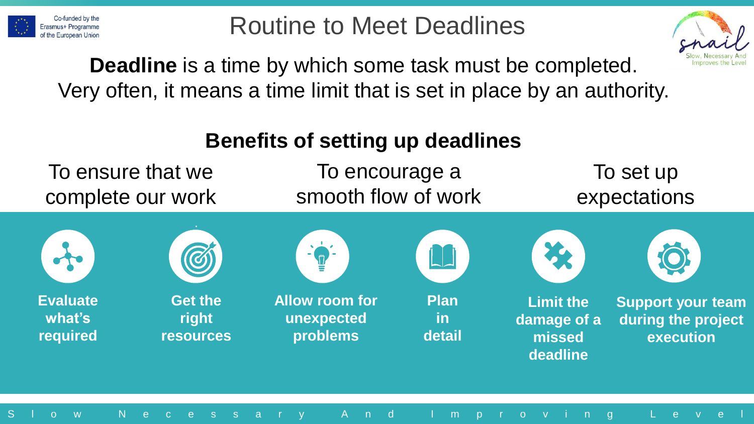# Routine to Meet Deadlines

**Deadline** is a time by which some task must be completed. Very often, it means a time limit that is set in place by an authority.

## Benefits of setting up deadlines

- To ensure that we complete our work
- To encourage a smooth flow of work
- To set up expectations

**Evaluate what's required**

**Get the right resources**

**Allow room for unexpected problems**

**Plan in detail**

**Limit the damage of a missed deadline**

**Support your team during the project execution**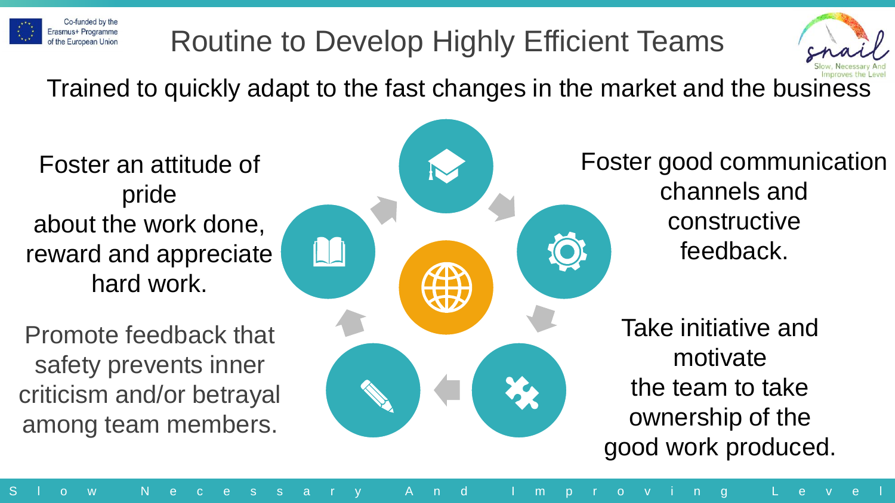# Routine to Develop Highly Efficient Teams

Trained to quickly adapt to the fast changes in the market and the business

Foster an attitude of pride about the work done, reward and appreciate hard work.

Promote feedback that safety prevents inner criticism and/or betrayal among team members.

Foster good communication channels and constructive feedback.

Take initiative and motivate the team to take ownership of the good work produced.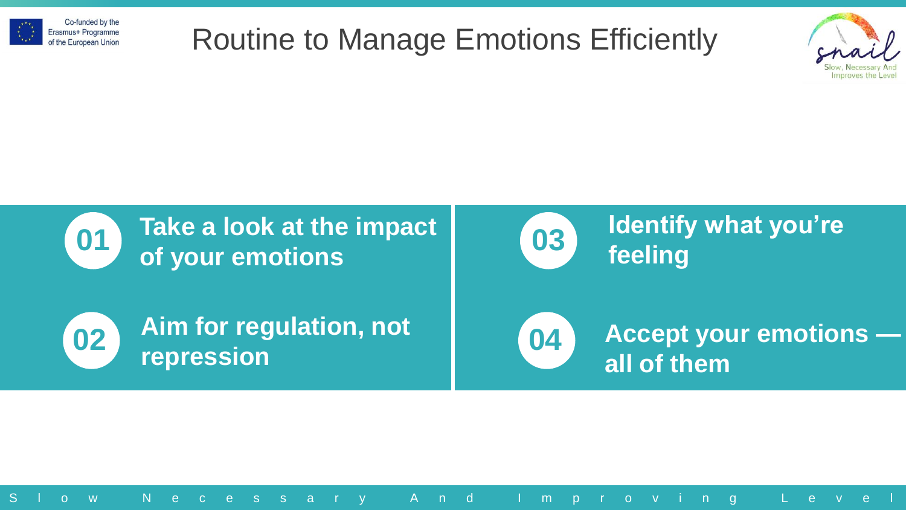# Routine to Manage Emotions Efficiently

**01** **Take a look at the impact of your emotions**

**02** **Aim for regulation, not repression**

**03** **Identify what you're feeling**

**04** **Accept your emotions — all of them**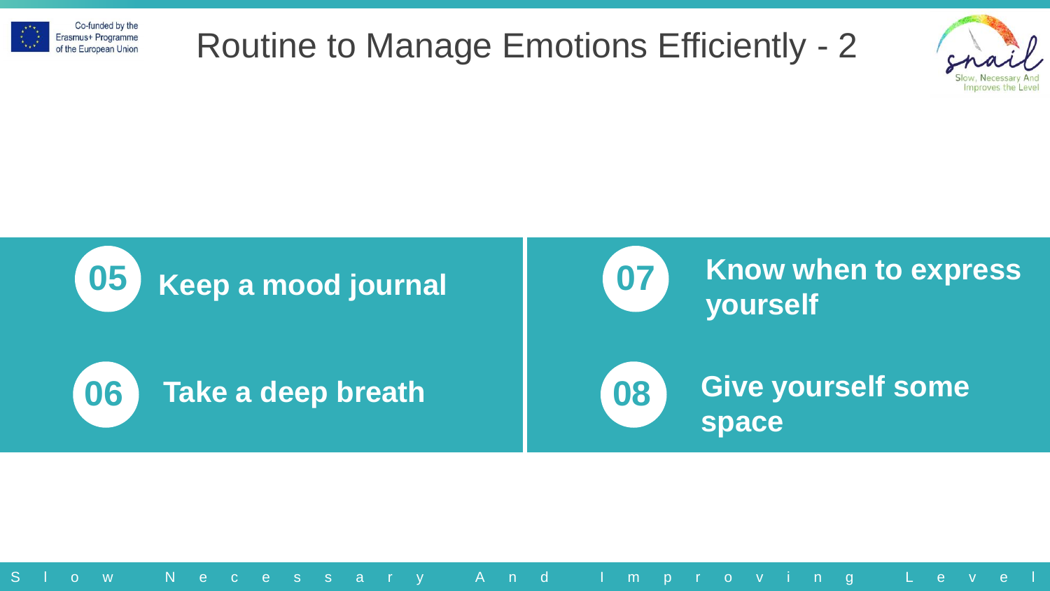# Routine to Manage Emotions Efficiently - 2

**05** Keep a mood journal

**06** Take a deep breath

**07** Know when to express yourself

**08** Give yourself some space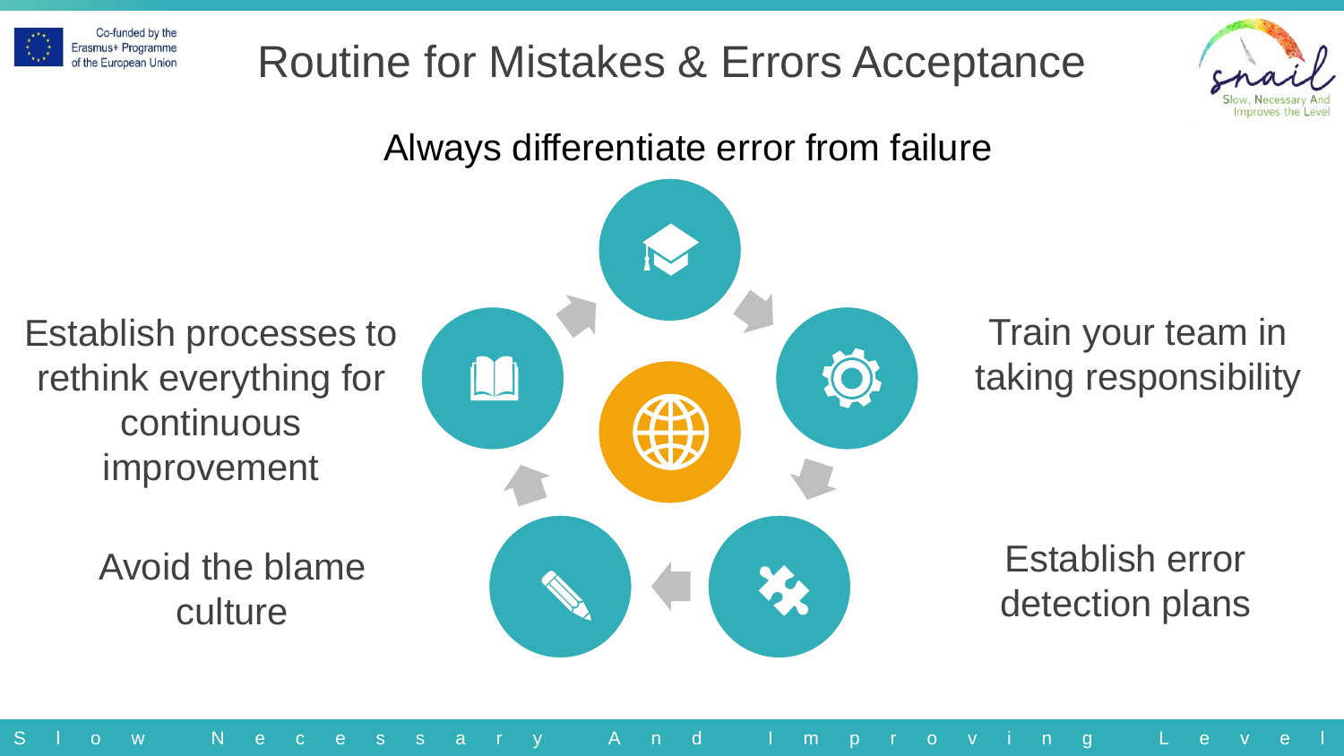# Routine for Mistakes & Errors Acceptance

## Always differentiate error from failure

Train your team in taking responsibility

Establish error detection plans

Avoid the blame culture

Establish processes to rethink everything for continuous improvement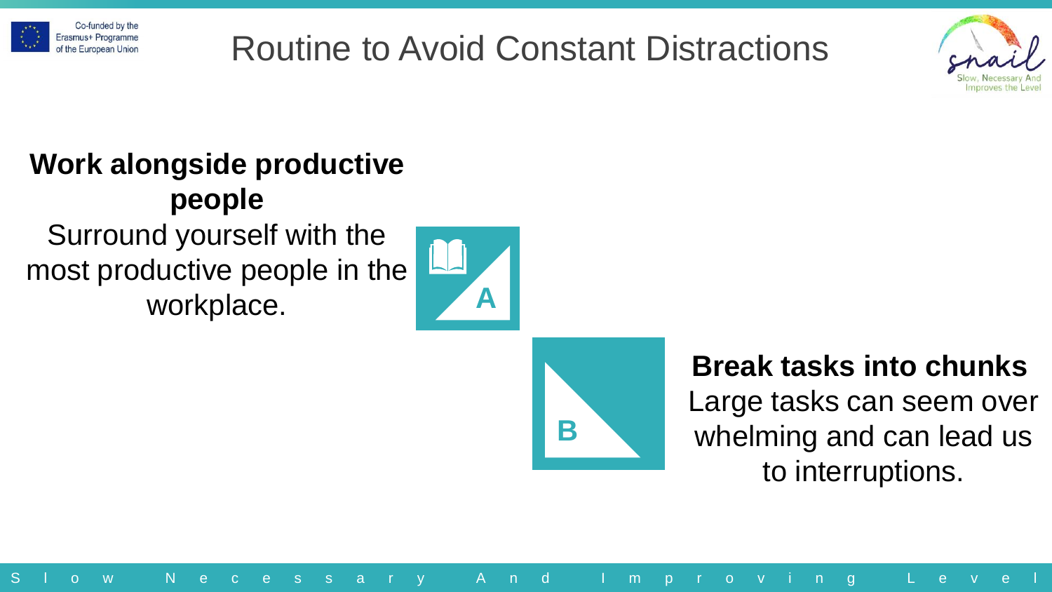# Routine to Avoid Constant Distractions

**Work alongside productive people**

Surround yourself with the most productive people in the workplace.

A

B

**Break tasks into chunks**

Large tasks can seem over whelming and can lead us to interruptions.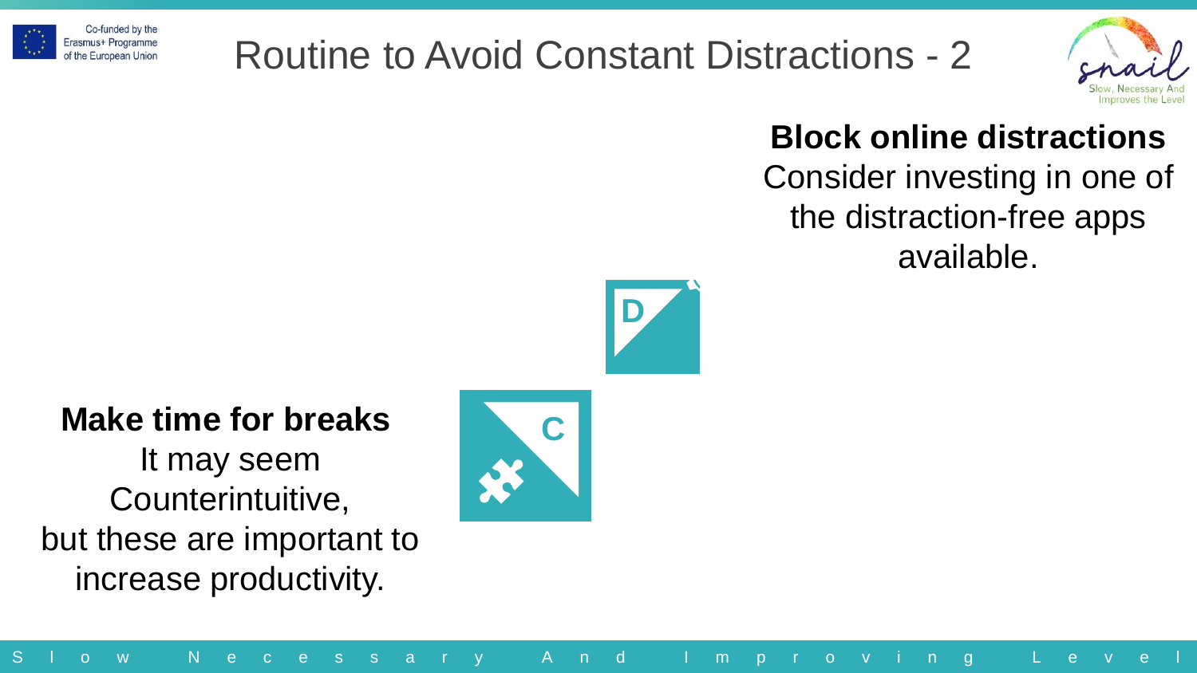# Routine to Avoid Constant Distractions - 2

**Block online distractions**
Consider investing in one of the distraction-free apps available.

D

**Make time for breaks**
It may seem Counterintuitive, but these are important to increase productivity.

C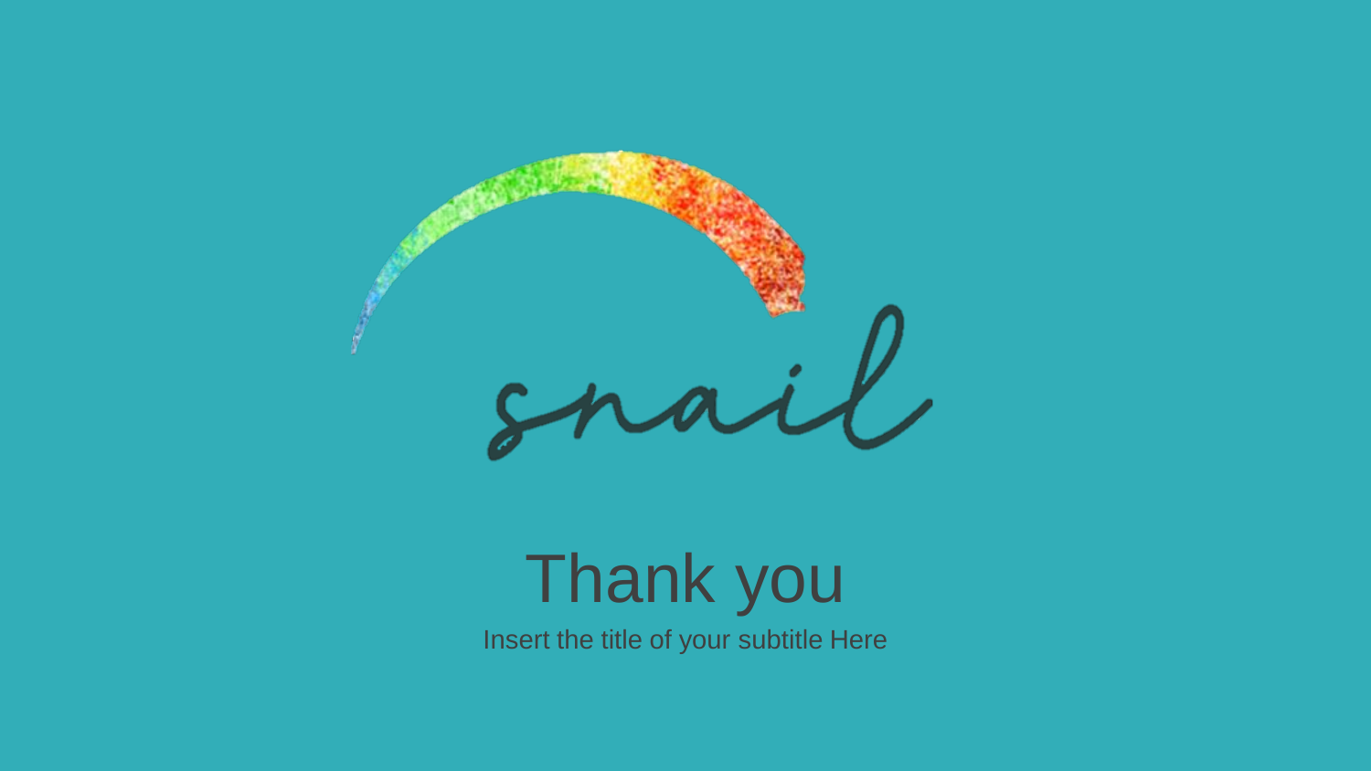snail

# Thank you

Insert the title of your subtitle Here